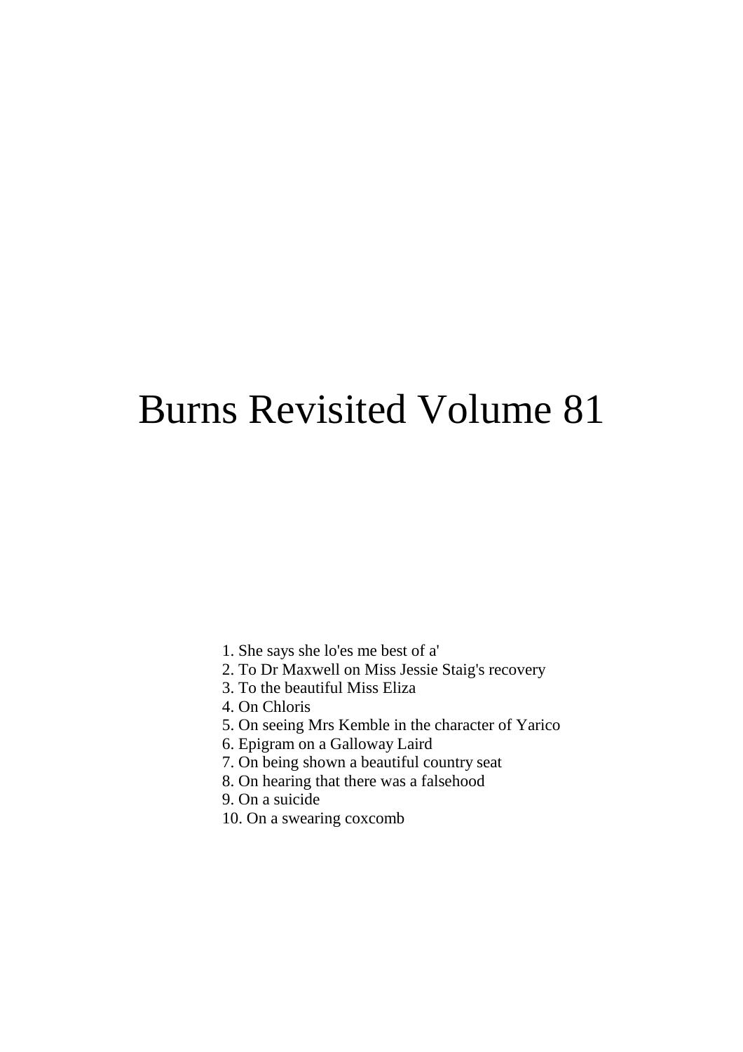# Burns Revisited Volume 81

1. She says she lo'es me best of a'
2. To Dr Maxwell on Miss Jessie Staig's recovery
3. To the beautiful Miss Eliza
4. On Chloris
5. On seeing Mrs Kemble in the character of Yarico
6. Epigram on a Galloway Laird
7. On being shown a beautiful country seat
8. On hearing that there was a falsehood
9. On a suicide
10. On a swearing coxcomb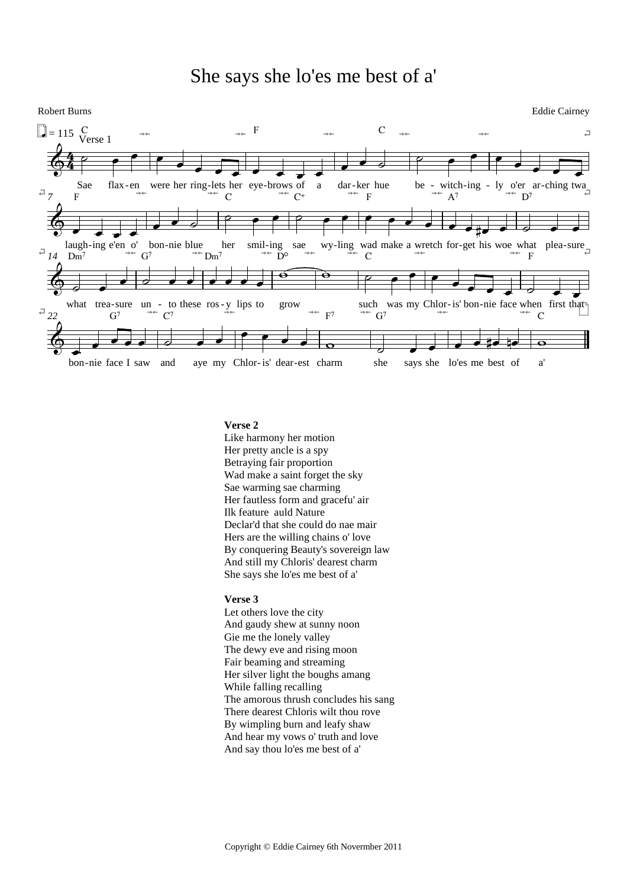# She says she lo'es me best of a'

Robert Burns

Eddie Cairney

**Verse 1**

Sae flax-en were her ring-lets her eye-brows of a dar-ker hue be-witch-ing-ly o'er ar-ching twa laugh-ing e'en o' bon-nie blue her smil-ing sae wy-ling wad make a wretch for-get his woe what plea-sure what trea-sure un-to these ros-y lips to grow such was my Chlor-is' bon-nie face when first that bon-nie face I saw and aye my Chlor-is' dear-est charm she says she lo'es me best of a'

**Verse 2**
Like harmony her motion
Her pretty ancle is a spy
Betraying fair proportion
Wad make a saint forget the sky
Sae warming sae charming
Her fautless form and gracefu' air
Ilk feature auld Nature
Declar'd that she could do nae mair
Hers are the willing chains o' love
By conquering Beauty's sovereign law
And still my Chloris' dearest charm
She says she lo'es me best of a'

**Verse 3**
Let others love the city
And gaudy shew at sunny noon
Gie me the lonely valley
The dewy eve and rising moon
Fair beaming and streaming
Her silver light the boughs amang
While falling recalling
The amorous thrush concludes his sang
There dearest Chloris wilt thou rove
By wimpling burn and leafy shaw
And hear my vows o' truth and love
And say thou lo'es me best of a'

Copyright © Eddie Cairney 6th Novermber 2011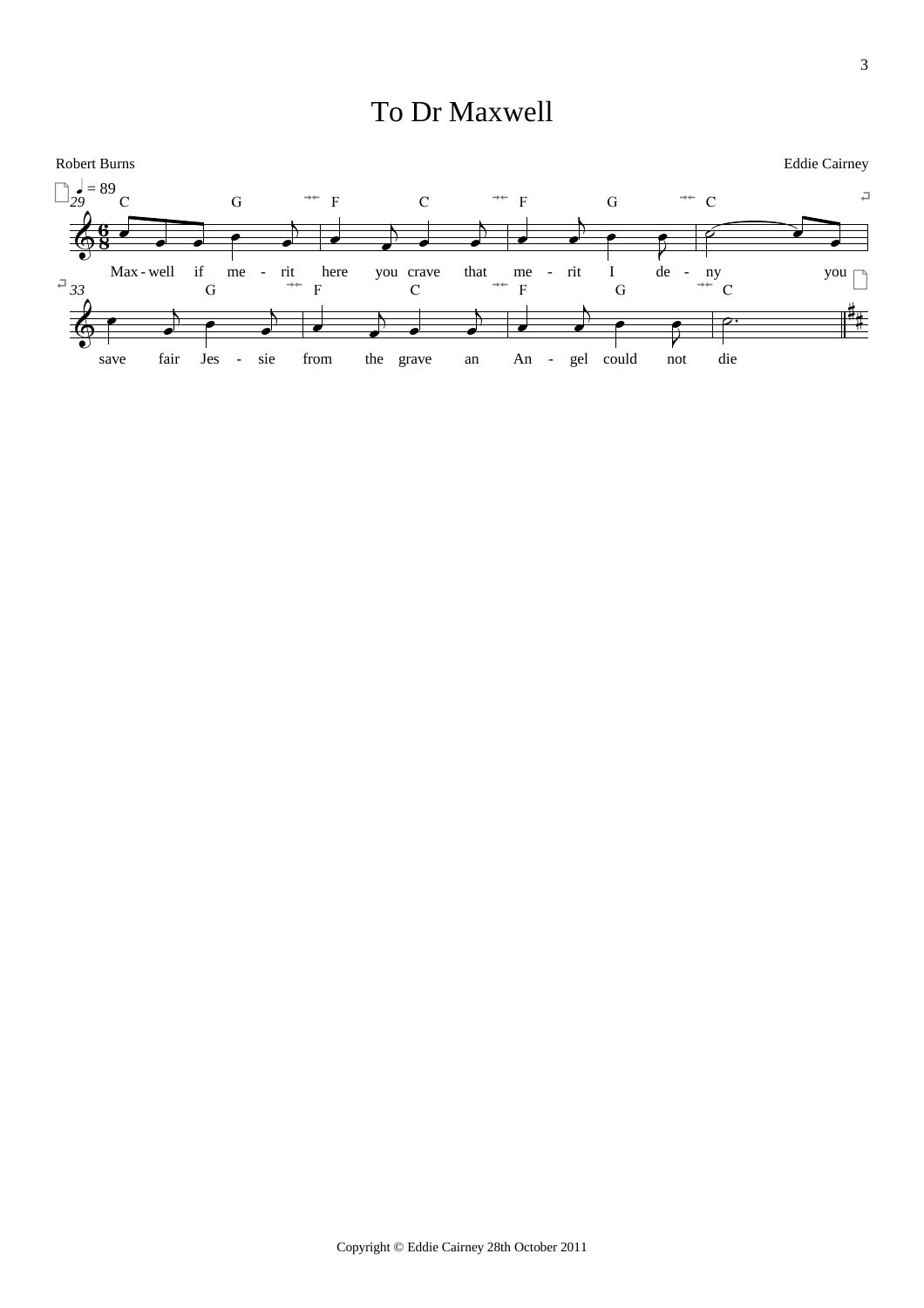# To Dr Maxwell

Robert Burns

Eddie Cairney

♩ = 89

Max - well if me - rit here you crave that me - rit I de - ny you

save fair Jes - sie from the grave an An - gel could not die

Copyright © Eddie Cairney 28th October 2011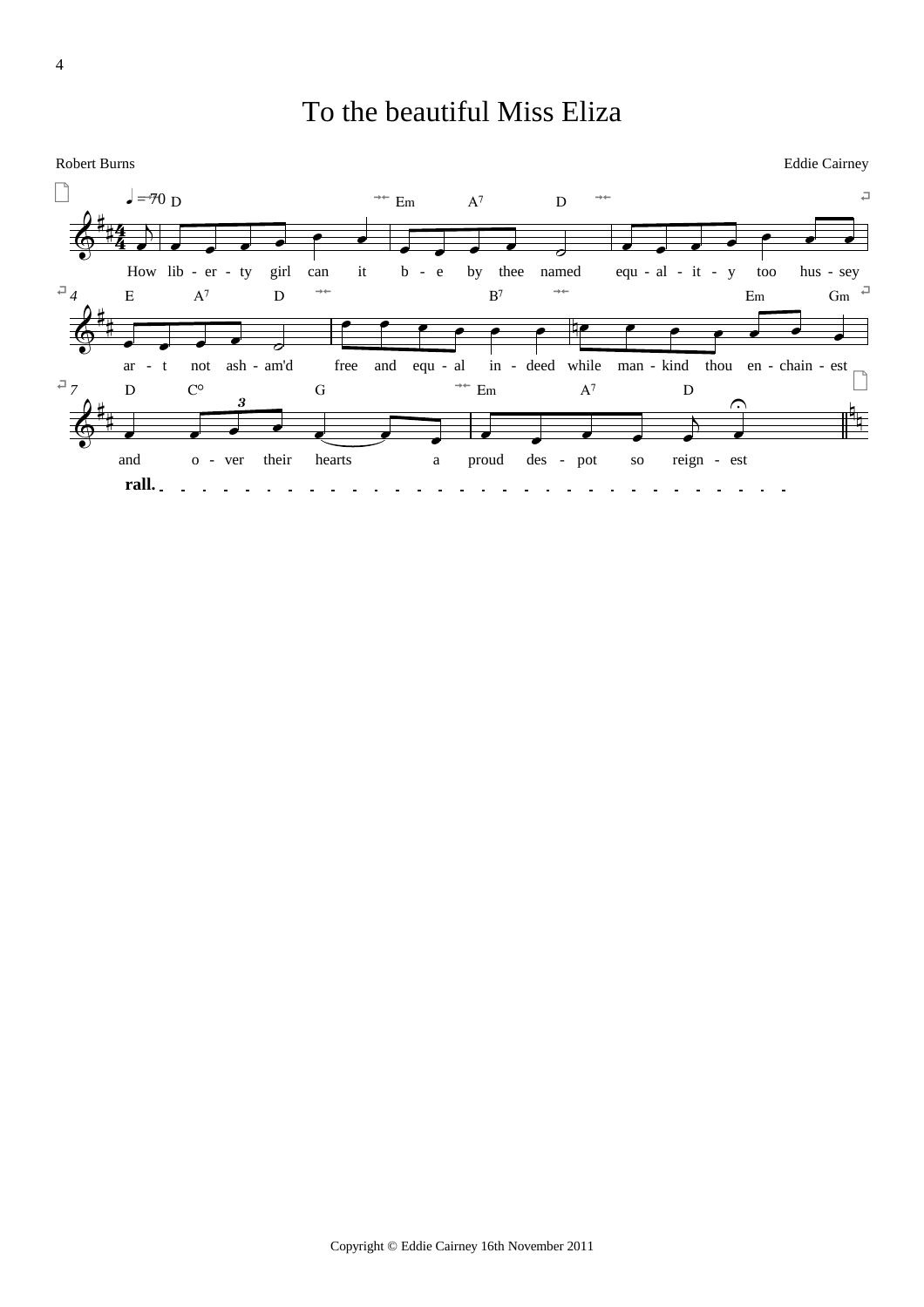# To the beautiful Miss Eliza

Robert Burns

Eddie Cairney

♩ = 70

D Em A7 D

How lib - er - ty girl can it b - e by thee named equ - al - it - y too hus - sey

E A7 D B7 Em Gm

ar - t not ash - am'd free and equ - al in - deed while man - kind thou en - chain - est

D C° G Em A7 D

and o - ver their hearts a proud des - pot so reign - est

rall.

Copyright © Eddie Cairney 16th November 2011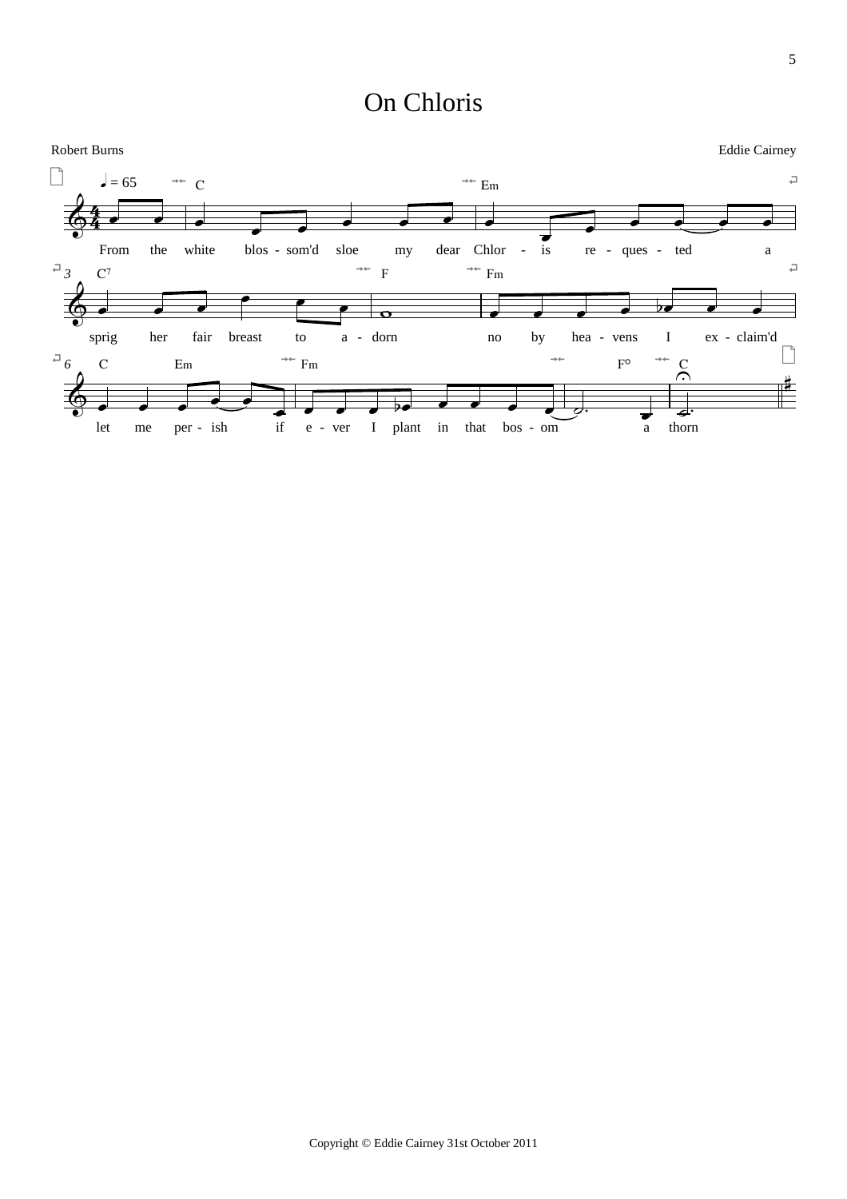# On Chloris

Robert Burns

Eddie Cairney

♩ = 65

C — Em — C7 — F — Fm — C — Em — Fm — F° — C

From the white blos - som'd sloe my dear Chlor - is re - ques - ted a sprig her fair breast to a - dorn no by hea - vens I ex - claim'd let me per - ish if e - ver I plant in that bos - om a thorn

Copyright © Eddie Cairney 31st October 2011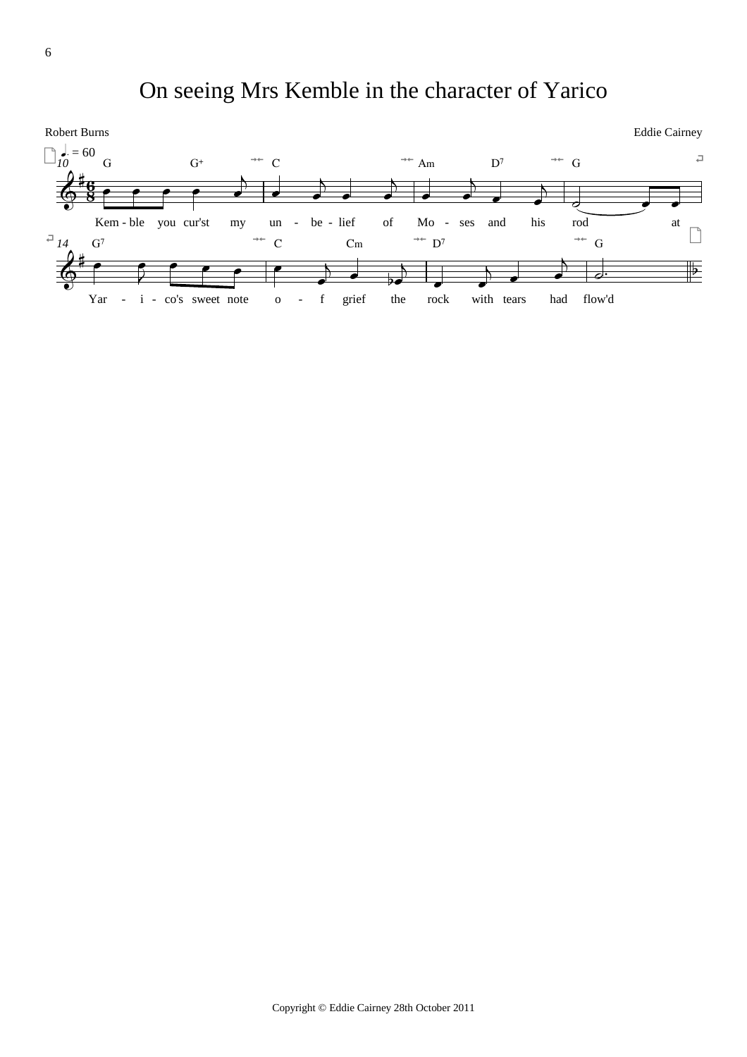# On seeing Mrs Kemble in the character of Yarico

Robert Burns

Eddie Cairney

♩. = 60

G G+ C Am D7 G

Kem - ble you cur'st my un - be - lief of Mo - ses and his rod at

G7 C Cm D7 G

Yar - i - co's sweet note o - f grief the rock with tears had flow'd

Copyright © Eddie Cairney 28th October 2011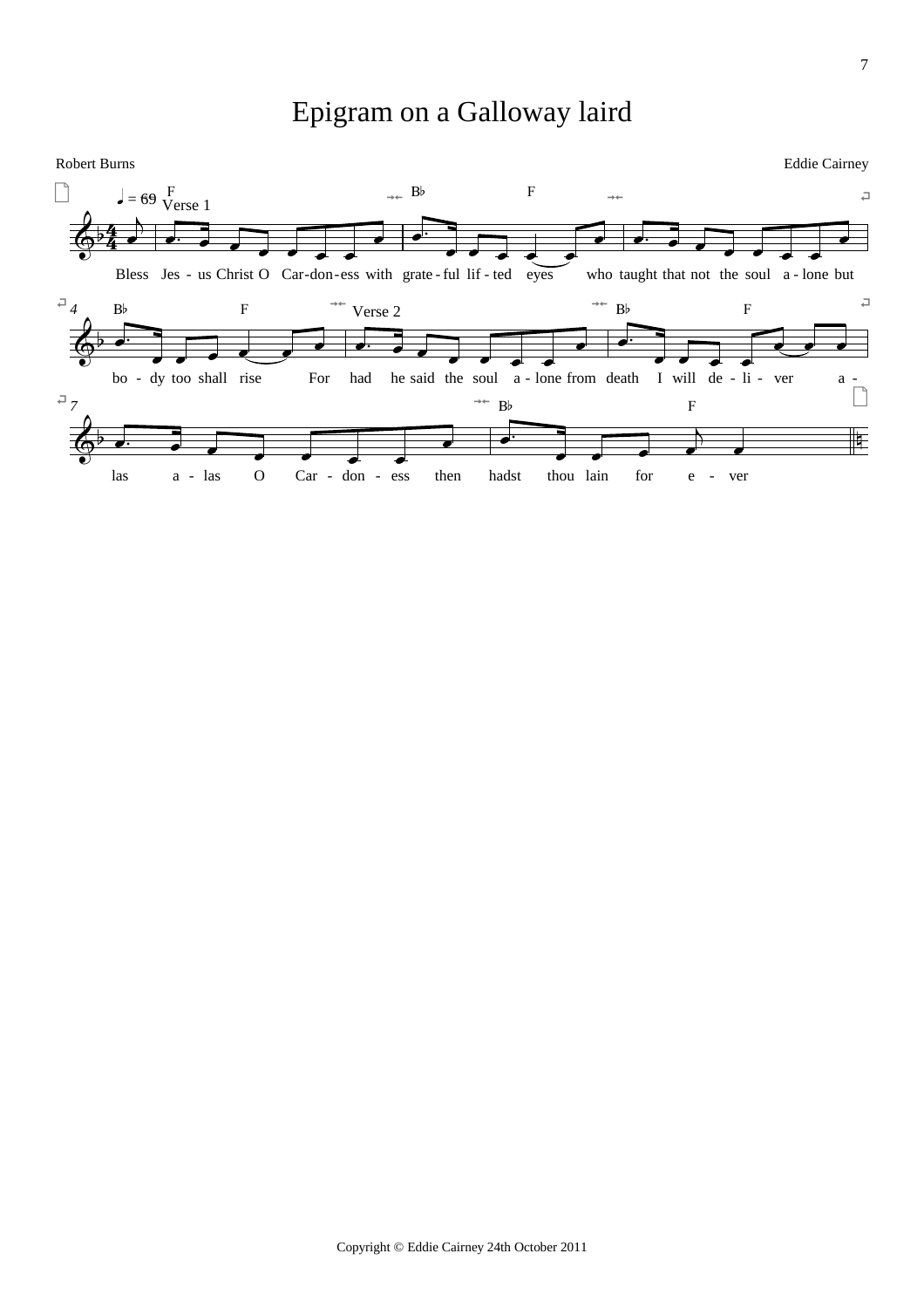# Epigram on a Galloway laird

Robert Burns

Eddie Cairney

Verse 1

Bless Jes - us Christ O Car-don-ess with grate-ful lif-ted eyes who taught that not the soul a-lone but bo - dy too shall rise

Verse 2

For had he said the soul a-lone from death I will de-li-ver a-las a-las O Car-don-ess then hadst thou lain for e-ver

Copyright © Eddie Cairney 24th October 2011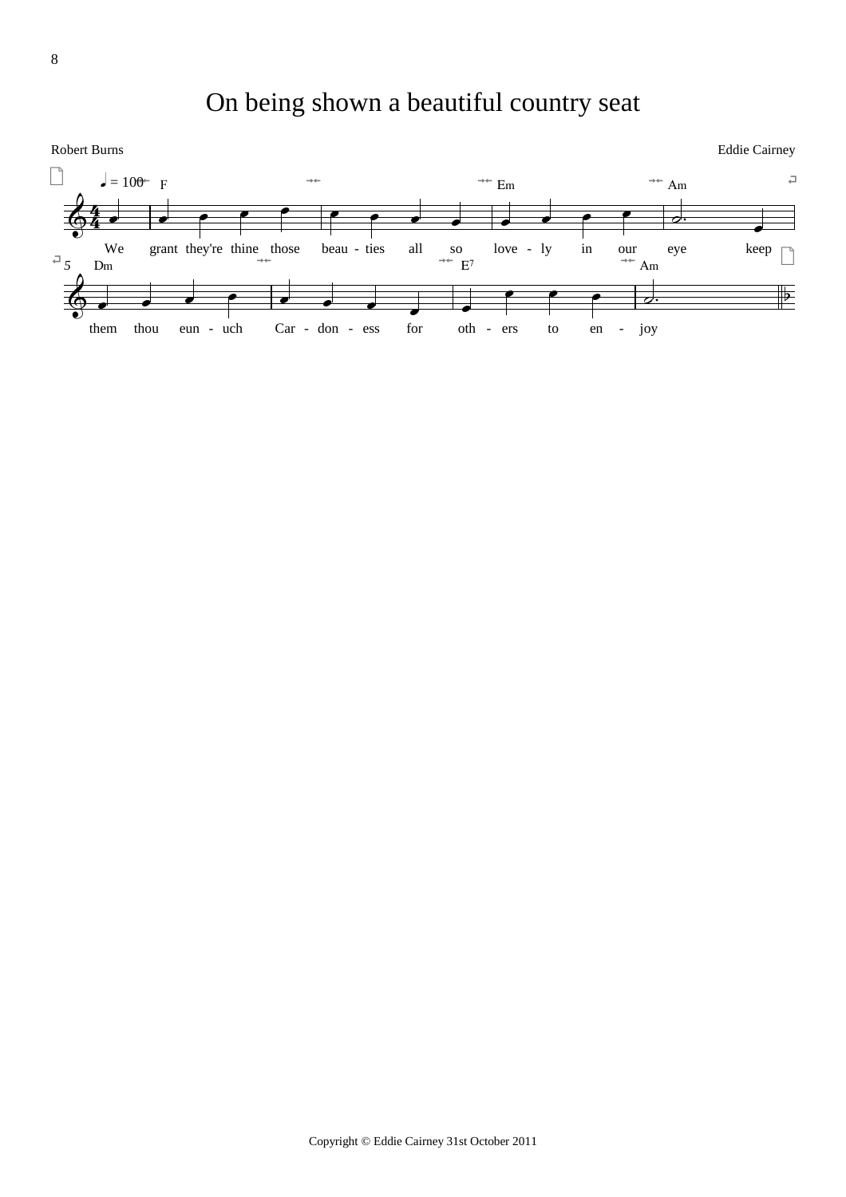# On being shown a beautiful country seat

Robert Burns

Eddie Cairney

♩ = 100

F — Em — Am

We grant they're thine those beau - ties all so love - ly in our eye keep

Dm — E7 — Am

them thou eun - uch Car - don - ess for oth - ers to en - joy

Copyright © Eddie Cairney 31st October 2011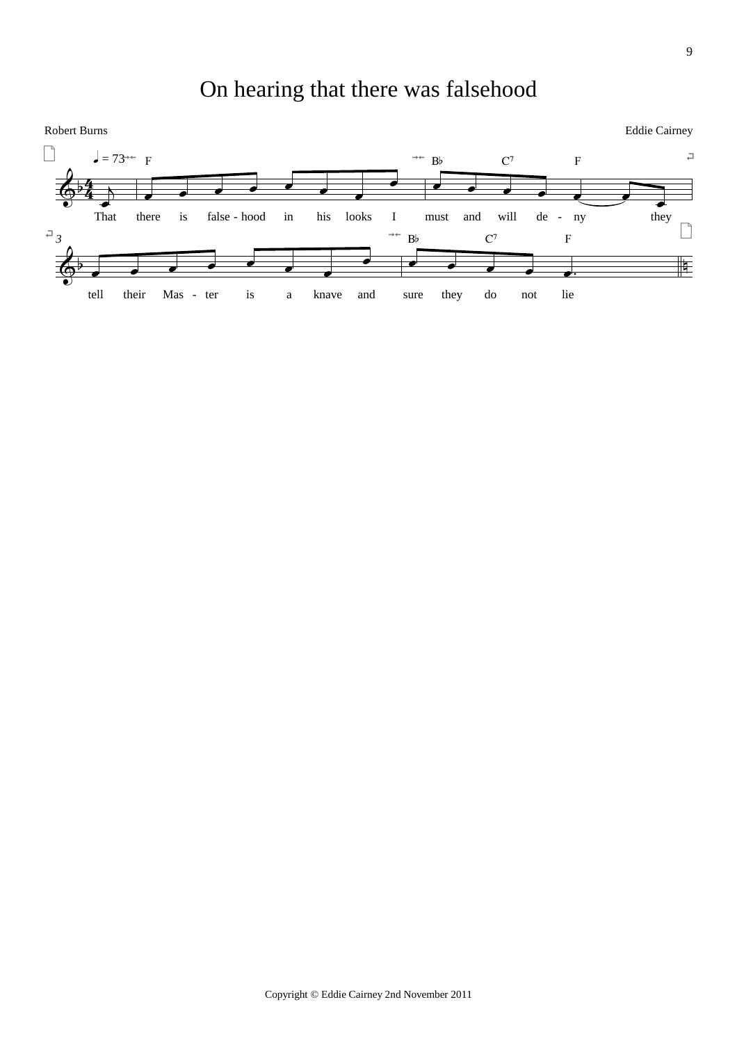# On hearing that there was falsehood

Robert Burns

Eddie Cairney

♩ = 73

F · B♭ · C7 · F

That there is false - hood in his looks I must and will de - ny they

B♭ · C7 · F

tell their Mas - ter is a knave and sure they do not lie

Copyright © Eddie Cairney 2nd November 2011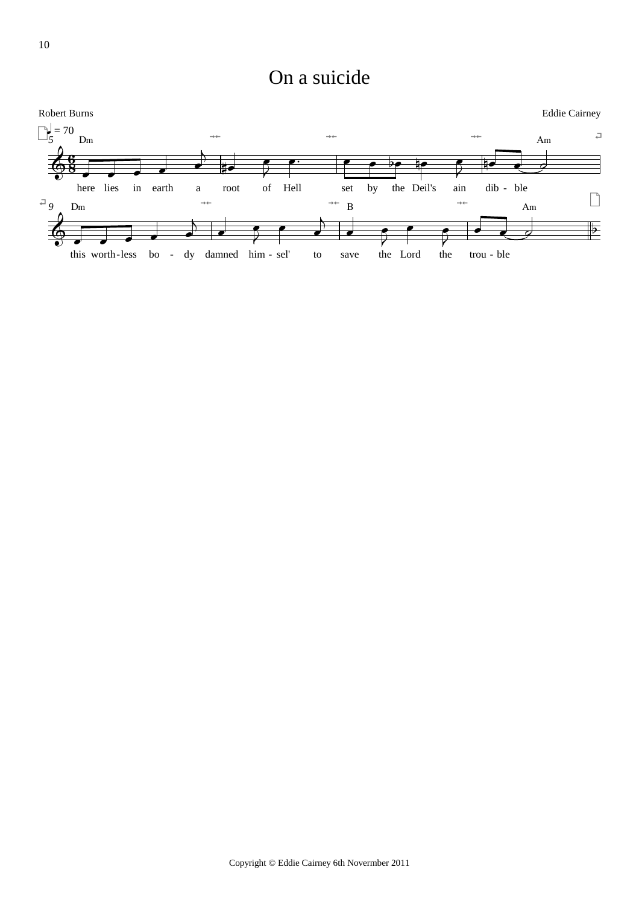# On a suicide

Robert Burns

Eddie Cairney

here lies in earth a root of Hell set by the Deil's ain dib - ble

this worth-less bo - dy damned him - sel' to save the Lord the trou - ble

Copyright © Eddie Cairney 6th Novermber 2011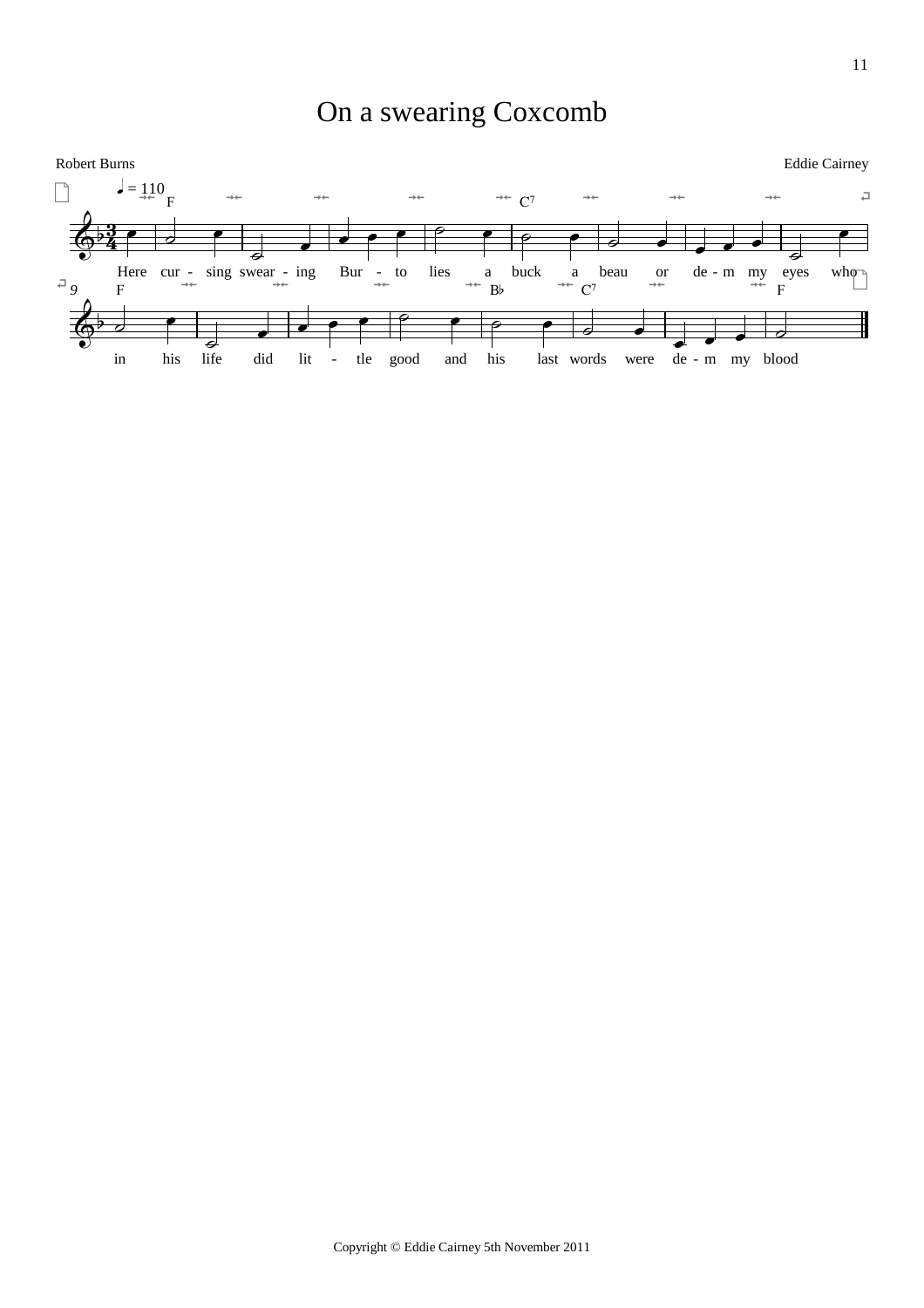# On a swearing Coxcomb

Robert Burns

Eddie Cairney

♩ = 110

F C7

Here cur - sing swear - ing Bur - to lies a buck a beau or de - m my eyes who

9 F B♭ C7 F

in his life did lit - tle good and his last words were de - m my blood

Copyright © Eddie Cairney 5th November 2011